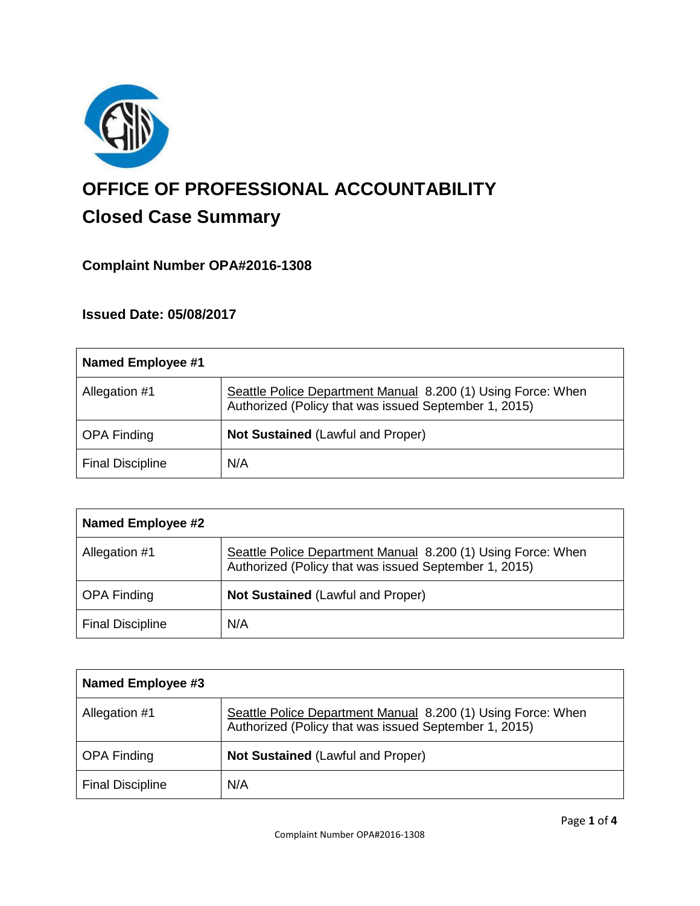# OFFICE OF PROFESSIONAL ACCOUNTABILITY

## Closed Case Summary

### Complaint Number OPA#2016-1308

### Issued Date: 05/08/2017

| **Named Employee #1** | |
|---|---|
| Allegation #1 | Seattle Police Department Manual 8.200 (1) Using Force: When Authorized (Policy that was issued September 1, 2015) |
| OPA Finding | **Not Sustained** (Lawful and Proper) |
| Final Discipline | N/A |

| **Named Employee #2** | |
|---|---|
| Allegation #1 | Seattle Police Department Manual 8.200 (1) Using Force: When Authorized (Policy that was issued September 1, 2015) |
| OPA Finding | **Not Sustained** (Lawful and Proper) |
| Final Discipline | N/A |

| **Named Employee #3** | |
|---|---|
| Allegation #1 | Seattle Police Department Manual 8.200 (1) Using Force: When Authorized (Policy that was issued September 1, 2015) |
| OPA Finding | **Not Sustained** (Lawful and Proper) |
| Final Discipline | N/A |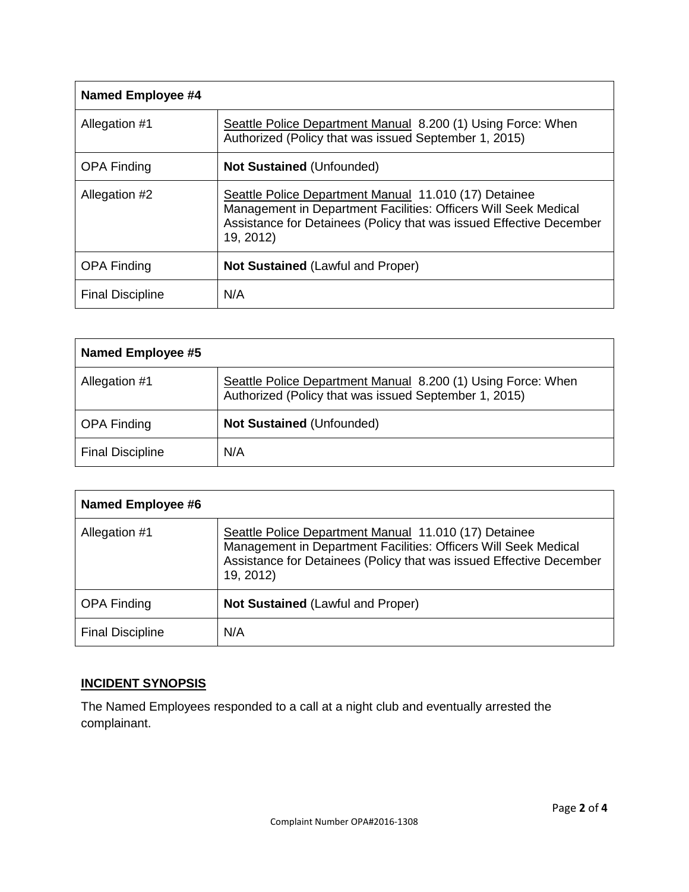| Named Employee #4 | |
|---|---|
| Allegation #1 | Seattle Police Department Manual 8.200 (1) Using Force: When Authorized (Policy that was issued September 1, 2015) |
| OPA Finding | **Not Sustained** (Unfounded) |
| Allegation #2 | Seattle Police Department Manual 11.010 (17) Detainee Management in Department Facilities: Officers Will Seek Medical Assistance for Detainees (Policy that was issued Effective December 19, 2012) |
| OPA Finding | **Not Sustained** (Lawful and Proper) |
| Final Discipline | N/A |

| Named Employee #5 | |
|---|---|
| Allegation #1 | Seattle Police Department Manual 8.200 (1) Using Force: When Authorized (Policy that was issued September 1, 2015) |
| OPA Finding | **Not Sustained** (Unfounded) |
| Final Discipline | N/A |

| Named Employee #6 | |
|---|---|
| Allegation #1 | Seattle Police Department Manual 11.010 (17) Detainee Management in Department Facilities: Officers Will Seek Medical Assistance for Detainees (Policy that was issued Effective December 19, 2012) |
| OPA Finding | **Not Sustained** (Lawful and Proper) |
| Final Discipline | N/A |

## INCIDENT SYNOPSIS

The Named Employees responded to a call at a night club and eventually arrested the complainant.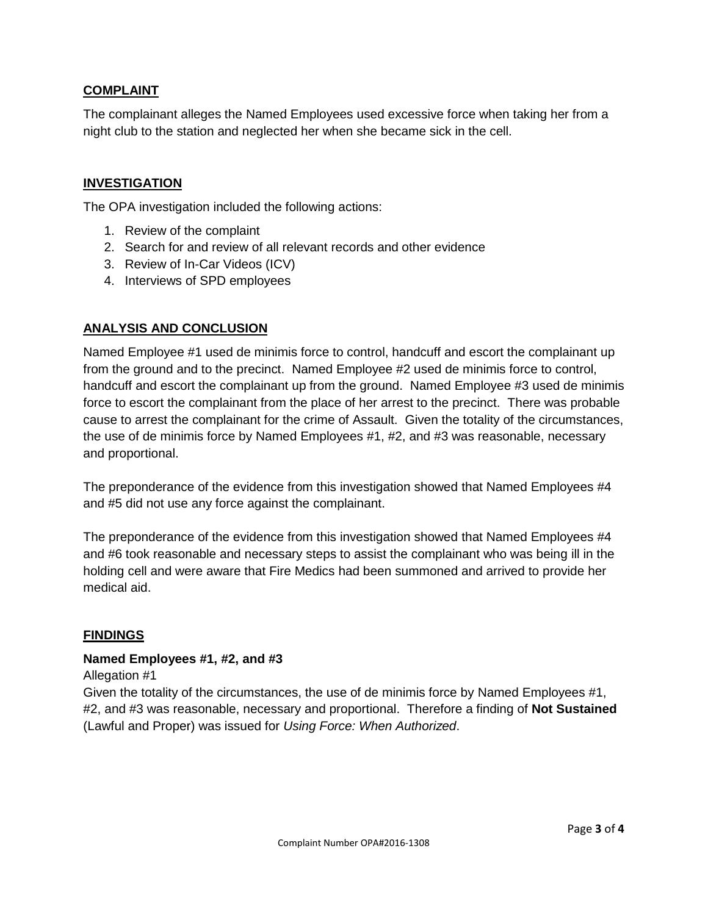## COMPLAINT

The complainant alleges the Named Employees used excessive force when taking her from a night club to the station and neglected her when she became sick in the cell.

## INVESTIGATION

The OPA investigation included the following actions:

1. Review of the complaint
2. Search for and review of all relevant records and other evidence
3. Review of In-Car Videos (ICV)
4. Interviews of SPD employees

## ANALYSIS AND CONCLUSION

Named Employee #1 used de minimis force to control, handcuff and escort the complainant up from the ground and to the precinct. Named Employee #2 used de minimis force to control, handcuff and escort the complainant up from the ground. Named Employee #3 used de minimis force to escort the complainant from the place of her arrest to the precinct. There was probable cause to arrest the complainant for the crime of Assault. Given the totality of the circumstances, the use of de minimis force by Named Employees #1, #2, and #3 was reasonable, necessary and proportional.

The preponderance of the evidence from this investigation showed that Named Employees #4 and #5 did not use any force against the complainant.

The preponderance of the evidence from this investigation showed that Named Employees #4 and #6 took reasonable and necessary steps to assist the complainant who was being ill in the holding cell and were aware that Fire Medics had been summoned and arrived to provide her medical aid.

## FINDINGS

**Named Employees #1, #2, and #3**

Allegation #1

Given the totality of the circumstances, the use of de minimis force by Named Employees #1, #2, and #3 was reasonable, necessary and proportional. Therefore a finding of **Not Sustained** (Lawful and Proper) was issued for *Using Force: When Authorized*.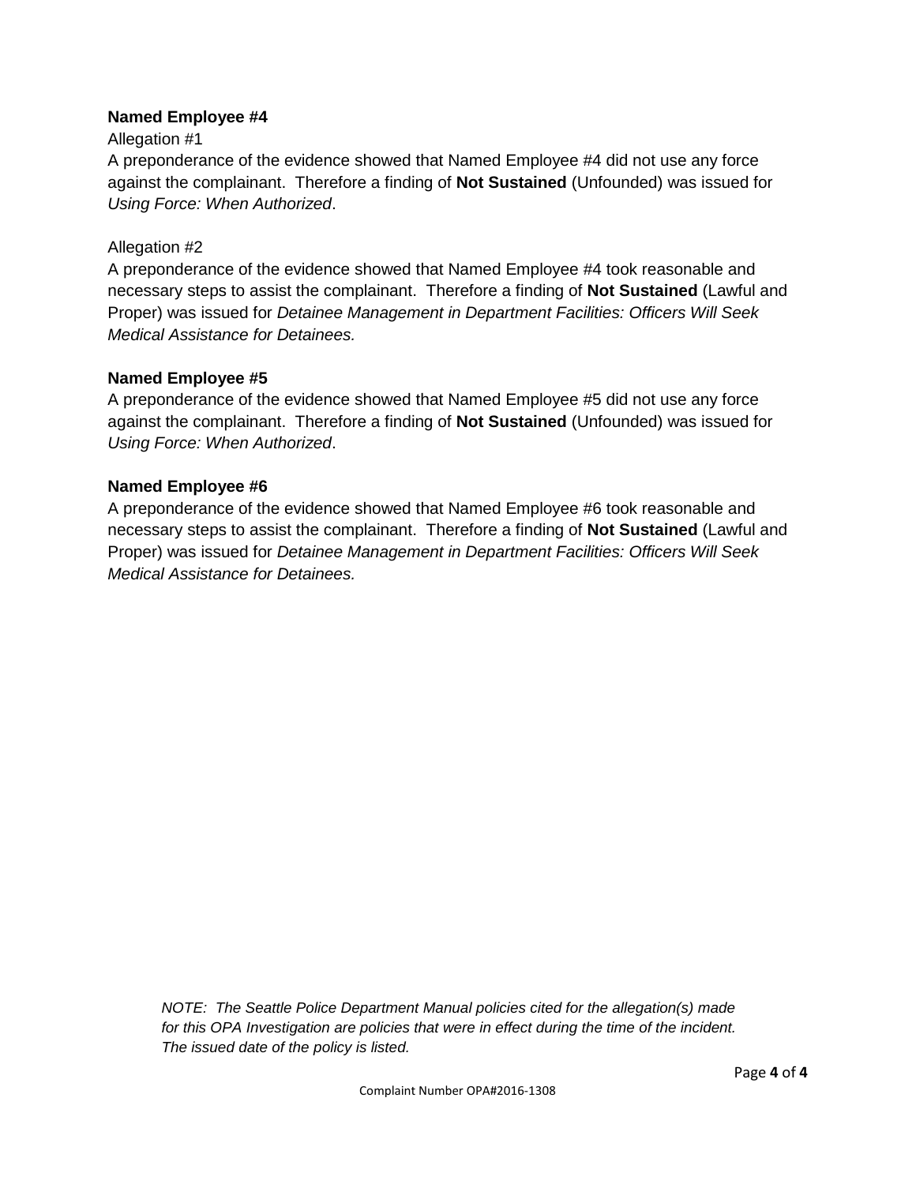**Named Employee #4**

Allegation #1

A preponderance of the evidence showed that Named Employee #4 did not use any force against the complainant. Therefore a finding of **Not Sustained** (Unfounded) was issued for *Using Force: When Authorized*.

Allegation #2

A preponderance of the evidence showed that Named Employee #4 took reasonable and necessary steps to assist the complainant. Therefore a finding of **Not Sustained** (Lawful and Proper) was issued for *Detainee Management in Department Facilities: Officers Will Seek Medical Assistance for Detainees.*

**Named Employee #5**

A preponderance of the evidence showed that Named Employee #5 did not use any force against the complainant. Therefore a finding of **Not Sustained** (Unfounded) was issued for *Using Force: When Authorized*.

**Named Employee #6**

A preponderance of the evidence showed that Named Employee #6 took reasonable and necessary steps to assist the complainant. Therefore a finding of **Not Sustained** (Lawful and Proper) was issued for *Detainee Management in Department Facilities: Officers Will Seek Medical Assistance for Detainees.*

*NOTE: The Seattle Police Department Manual policies cited for the allegation(s) made for this OPA Investigation are policies that were in effect during the time of the incident. The issued date of the policy is listed.*

Complaint Number OPA#2016-1308